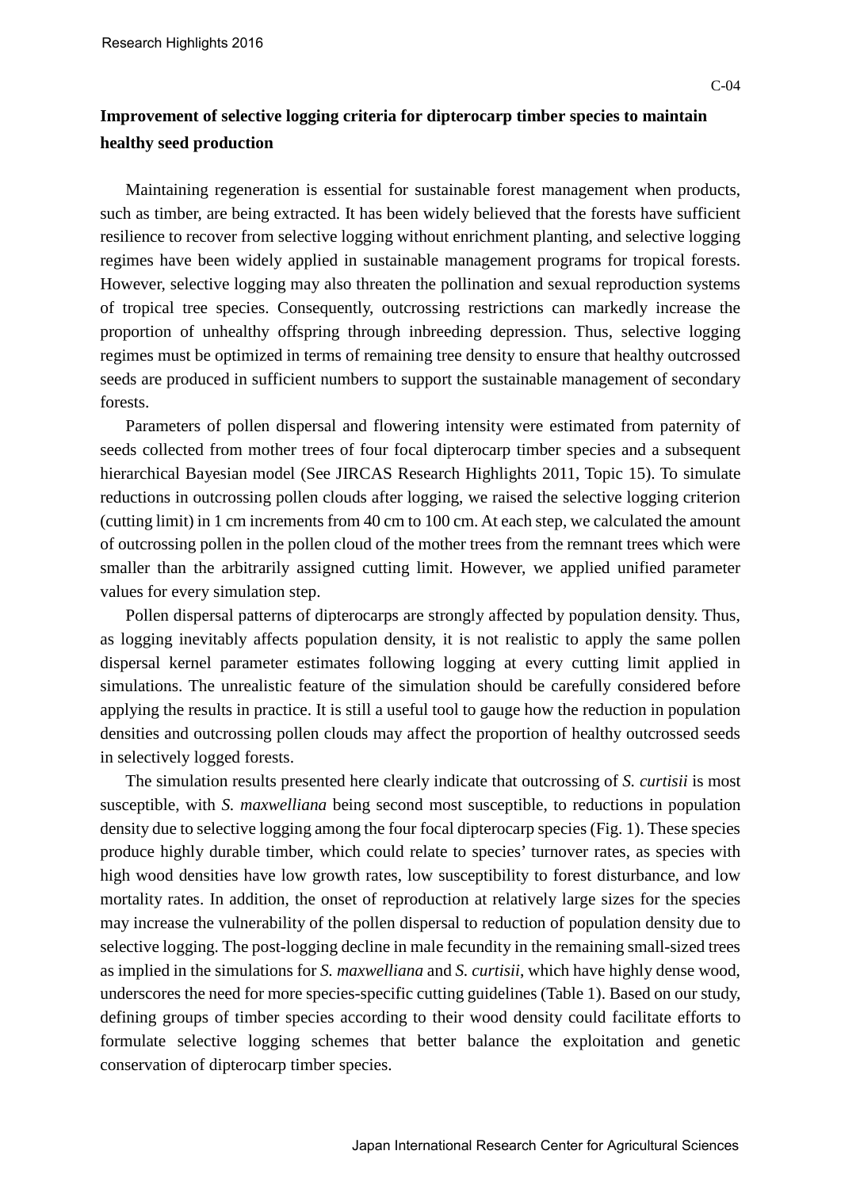C-04

# Improvement of selective logging criteria for dipterocarp timber species to maintain healthy seed production

Maintaining regeneration is essential for sustainable forest management when products, such as timber, are being extracted. It has been widely believed that the forests have sufficient resilience to recover from selective logging without enrichment planting, and selective logging regimes have been widely applied in sustainable management programs for tropical forests. However, selective logging may also threaten the pollination and sexual reproduction systems of tropical tree species. Consequently, outcrossing restrictions can markedly increase the proportion of unhealthy offspring through inbreeding depression. Thus, selective logging regimes must be optimized in terms of remaining tree density to ensure that healthy outcrossed seeds are produced in sufficient numbers to support the sustainable management of secondary forests.

Parameters of pollen dispersal and flowering intensity were estimated from paternity of seeds collected from mother trees of four focal dipterocarp timber species and a subsequent hierarchical Bayesian model (See JIRCAS Research Highlights 2011, Topic 15). To simulate reductions in outcrossing pollen clouds after logging, we raised the selective logging criterion (cutting limit) in 1 cm increments from 40 cm to 100 cm. At each step, we calculated the amount of outcrossing pollen in the pollen cloud of the mother trees from the remnant trees which were smaller than the arbitrarily assigned cutting limit. However, we applied unified parameter values for every simulation step.

Pollen dispersal patterns of dipterocarps are strongly affected by population density. Thus, as logging inevitably affects population density, it is not realistic to apply the same pollen dispersal kernel parameter estimates following logging at every cutting limit applied in simulations. The unrealistic feature of the simulation should be carefully considered before applying the results in practice. It is still a useful tool to gauge how the reduction in population densities and outcrossing pollen clouds may affect the proportion of healthy outcrossed seeds in selectively logged forests.

The simulation results presented here clearly indicate that outcrossing of *S. curtisii* is most susceptible, with *S. maxwelliana* being second most susceptible, to reductions in population density due to selective logging among the four focal dipterocarp species (Fig. 1). These species produce highly durable timber, which could relate to species' turnover rates, as species with high wood densities have low growth rates, low susceptibility to forest disturbance, and low mortality rates. In addition, the onset of reproduction at relatively large sizes for the species may increase the vulnerability of the pollen dispersal to reduction of population density due to selective logging. The post-logging decline in male fecundity in the remaining small-sized trees as implied in the simulations for *S. maxwelliana* and *S. curtisii*, which have highly dense wood, underscores the need for more species-specific cutting guidelines (Table 1). Based on our study, defining groups of timber species according to their wood density could facilitate efforts to formulate selective logging schemes that better balance the exploitation and genetic conservation of dipterocarp timber species.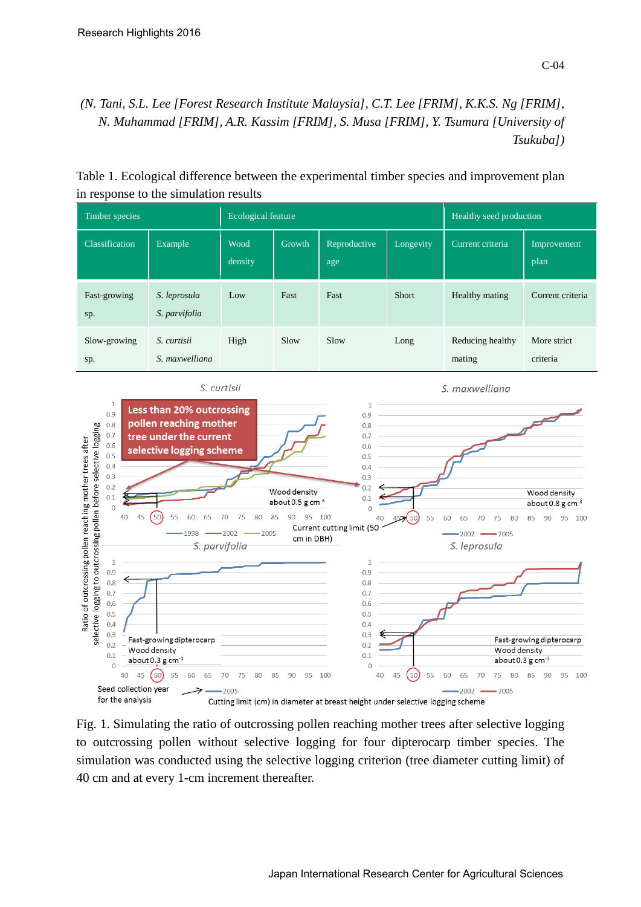(N. Tani, S.L. Lee [Forest Research Institute Malaysia], C.T. Lee [FRIM], K.K.S. Ng [FRIM], N. Muhammad [FRIM], A.R. Kassim [FRIM], S. Musa [FRIM], Y. Tsumura [University of Tsukuba])

Table 1. Ecological difference between the experimental timber species and improvement plan in response to the simulation results

| Timber species | | Ecological feature | | | | Healthy seed production | |
|---|---|---|---|---|---|---|---|
| Classification | Example | Wood density | Growth | Reproductive age | Longevity | Current criteria | Improvement plan |
| Fast-growing sp. | *S. leprosula* *S. parvifolia* | Low | Fast | Fast | Short | Healthy mating | Current criteria |
| Slow-growing sp. | *S. curtisii* *S. maxwelliana* | High | Slow | Slow | Long | Reducing healthy mating | More strict criteria |

*S. curtisii*

Less than 20% outcrossing pollen reaching mother tree under the current selective logging scheme

Wood density about 0.5 g cm-3

1998, 2002, 2005

*S. maxwelliana*

Wood density about 0.8 g cm-3

2002, 2005

Current cutting limit (50 cm in DBH)

*S. parvifolia*

Fast-growing dipterocarp
Wood density about 0.3 g cm-3

2005

*S. leprosula*

Fast-growing dipterocarp
Wood density about 0.3 g cm-3

2002, 2005

Ratio of outcrossing pollen reaching mother trees after selective logging to outcrossing pollen before selective logging

Seed collection year for the analysis

Cutting limit (cm) in diameter at breast height under selective logging scheme

Fig. 1. Simulating the ratio of outcrossing pollen reaching mother trees after selective logging to outcrossing pollen without selective logging for four dipterocarp timber species. The simulation was conducted using the selective logging criterion (tree diameter cutting limit) of 40 cm and at every 1-cm increment thereafter.